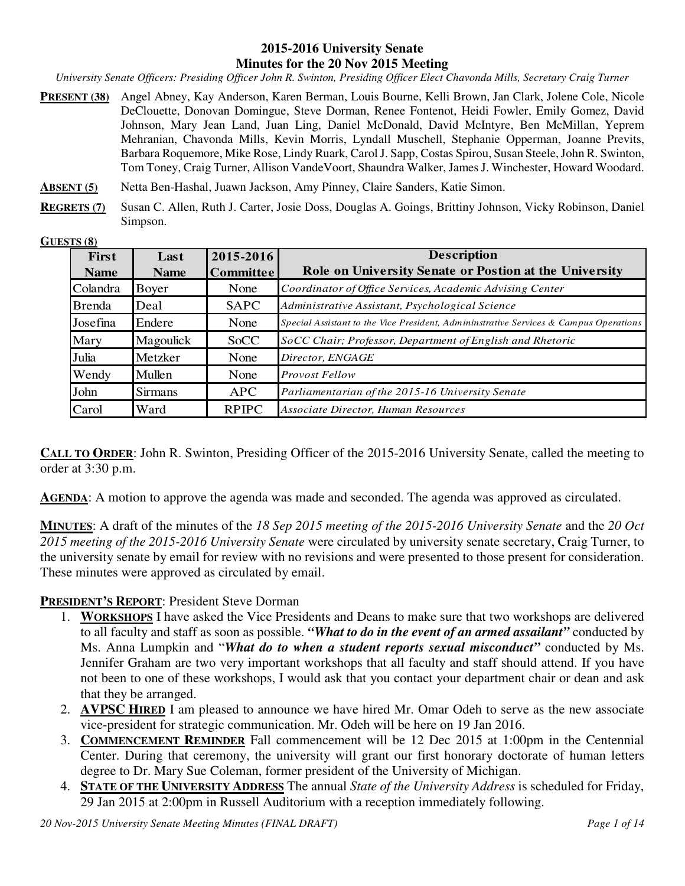# 2015-2016 University Senate
## Minutes for the 20 Nov 2015 Meeting

*University Senate Officers: Presiding Officer John R. Swinton, Presiding Officer Elect Chavonda Mills, Secretary Craig Turner*

**PRESENT (38)** Angel Abney, Kay Anderson, Karen Berman, Louis Bourne, Kelli Brown, Jan Clark, Jolene Cole, Nicole DeClouette, Donovan Domingue, Steve Dorman, Renee Fontenot, Heidi Fowler, Emily Gomez, David Johnson, Mary Jean Land, Juan Ling, Daniel McDonald, David McIntyre, Ben McMillan, Yeprem Mehranian, Chavonda Mills, Kevin Morris, Lyndall Muschell, Stephanie Opperman, Joanne Previts, Barbara Roquemore, Mike Rose, Lindy Ruark, Carol J. Sapp, Costas Spirou, Susan Steele, John R. Swinton, Tom Toney, Craig Turner, Allison VandeVoort, Shaundra Walker, James J. Winchester, Howard Woodard.

**ABSENT (5)** Netta Ben-Hashal, Juawn Jackson, Amy Pinney, Claire Sanders, Katie Simon.

**REGRETS (7)** Susan C. Allen, Ruth J. Carter, Josie Doss, Douglas A. Goings, Brittiny Johnson, Vicky Robinson, Daniel Simpson.

**GUESTS (8)**

| First Name | Last Name | 2015-2016 Committee | Description Role on University Senate or Postion at the University |
|---|---|---|---|
| Colandra | Boyer | None | *Coordinator of Office Services, Academic Advising Center* |
| Brenda | Deal | SAPC | *Administrative Assistant, Psychological Science* |
| Josefina | Endere | None | *Special Assistant to the Vice President, Admininstrative Services & Campus Operations* |
| Mary | Magoulick | SoCC | *SoCC Chair; Professor, Department of English and Rhetoric* |
| Julia | Metzker | None | *Director, ENGAGE* |
| Wendy | Mullen | None | *Provost Fellow* |
| John | Sirmans | APC | *Parliamentarian of the 2015-16 University Senate* |
| Carol | Ward | RPIPC | *Associate Director, Human Resources* |

**CALL TO ORDER**: John R. Swinton, Presiding Officer of the 2015-2016 University Senate, called the meeting to order at 3:30 p.m.

**AGENDA**: A motion to approve the agenda was made and seconded. The agenda was approved as circulated.

**MINUTES**: A draft of the minutes of the *18 Sep 2015 meeting of the 2015-2016 University Senate* and the *20 Oct 2015 meeting of the 2015-2016 University Senate* were circulated by university senate secretary, Craig Turner, to the university senate by email for review with no revisions and were presented to those present for consideration. These minutes were approved as circulated by email.

**PRESIDENT'S REPORT**: President Steve Dorman

1. **WORKSHOPS** I have asked the Vice Presidents and Deans to make sure that two workshops are delivered to all faculty and staff as soon as possible. ***"What to do in the event of an armed assailant"*** conducted by Ms. Anna Lumpkin and "***What do to when a student reports sexual misconduct"*** conducted by Ms. Jennifer Graham are two very important workshops that all faculty and staff should attend. If you have not been to one of these workshops, I would ask that you contact your department chair or dean and ask that they be arranged.
2. **AVPSC HIRED** I am pleased to announce we have hired Mr. Omar Odeh to serve as the new associate vice-president for strategic communication. Mr. Odeh will be here on 19 Jan 2016.
3. **COMMENCEMENT REMINDER** Fall commencement will be 12 Dec 2015 at 1:00pm in the Centennial Center. During that ceremony, the university will grant our first honorary doctorate of human letters degree to Dr. Mary Sue Coleman, former president of the University of Michigan.
4. **STATE OF THE UNIVERSITY ADDRESS** The annual *State of the University Address* is scheduled for Friday, 29 Jan 2015 at 2:00pm in Russell Auditorium with a reception immediately following.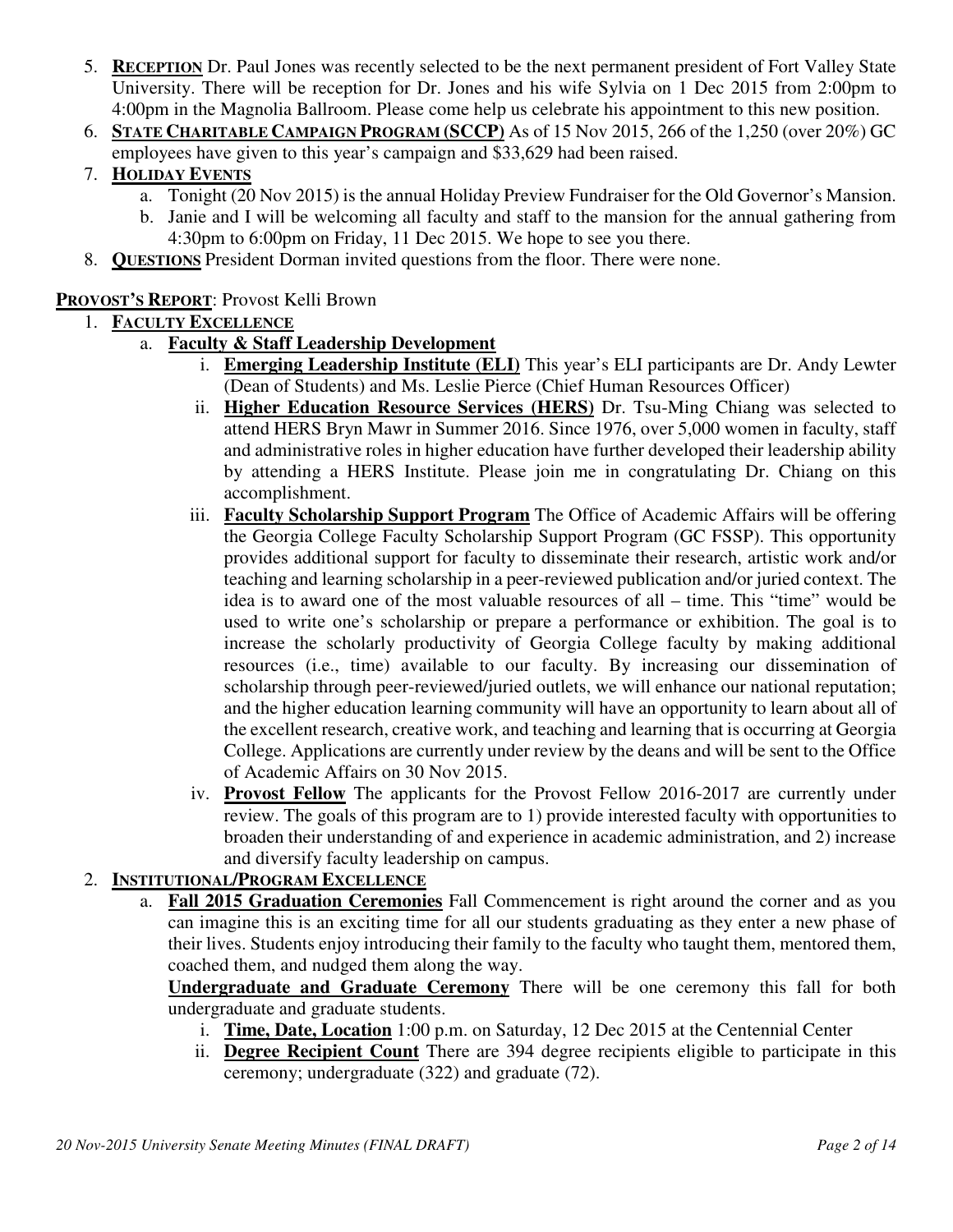5. **RECEPTION** Dr. Paul Jones was recently selected to be the next permanent president of Fort Valley State University. There will be reception for Dr. Jones and his wife Sylvia on 1 Dec 2015 from 2:00pm to 4:00pm in the Magnolia Ballroom. Please come help us celebrate his appointment to this new position.
6. **STATE CHARITABLE CAMPAIGN PROGRAM (SCCP)** As of 15 Nov 2015, 266 of the 1,250 (over 20%) GC employees have given to this year's campaign and $33,629 had been raised.
7. **HOLIDAY EVENTS**
   a. Tonight (20 Nov 2015) is the annual Holiday Preview Fundraiser for the Old Governor's Mansion.
   b. Janie and I will be welcoming all faculty and staff to the mansion for the annual gathering from 4:30pm to 6:00pm on Friday, 11 Dec 2015. We hope to see you there.
8. **QUESTIONS** President Dorman invited questions from the floor. There were none.

**PROVOST'S REPORT**: Provost Kelli Brown

1. **FACULTY EXCELLENCE**
   a. **Faculty & Staff Leadership Development**
      i. **Emerging Leadership Institute (ELI)** This year's ELI participants are Dr. Andy Lewter (Dean of Students) and Ms. Leslie Pierce (Chief Human Resources Officer)
      ii. **Higher Education Resource Services (HERS)** Dr. Tsu-Ming Chiang was selected to attend HERS Bryn Mawr in Summer 2016. Since 1976, over 5,000 women in faculty, staff and administrative roles in higher education have further developed their leadership ability by attending a HERS Institute. Please join me in congratulating Dr. Chiang on this accomplishment.
      iii. **Faculty Scholarship Support Program** The Office of Academic Affairs will be offering the Georgia College Faculty Scholarship Support Program (GC FSSP). This opportunity provides additional support for faculty to disseminate their research, artistic work and/or teaching and learning scholarship in a peer-reviewed publication and/or juried context. The idea is to award one of the most valuable resources of all – time. This "time" would be used to write one's scholarship or prepare a performance or exhibition. The goal is to increase the scholarly productivity of Georgia College faculty by making additional resources (i.e., time) available to our faculty. By increasing our dissemination of scholarship through peer-reviewed/juried outlets, we will enhance our national reputation; and the higher education learning community will have an opportunity to learn about all of the excellent research, creative work, and teaching and learning that is occurring at Georgia College. Applications are currently under review by the deans and will be sent to the Office of Academic Affairs on 30 Nov 2015.
      iv. **Provost Fellow** The applicants for the Provost Fellow 2016-2017 are currently under review. The goals of this program are to 1) provide interested faculty with opportunities to broaden their understanding of and experience in academic administration, and 2) increase and diversify faculty leadership on campus.
2. **INSTITUTIONAL/PROGRAM EXCELLENCE**
   a. **Fall 2015 Graduation Ceremonies** Fall Commencement is right around the corner and as you can imagine this is an exciting time for all our students graduating as they enter a new phase of their lives. Students enjoy introducing their family to the faculty who taught them, mentored them, coached them, and nudged them along the way.

      **Undergraduate and Graduate Ceremony** There will be one ceremony this fall for both undergraduate and graduate students.
      i. **Time, Date, Location** 1:00 p.m. on Saturday, 12 Dec 2015 at the Centennial Center
      ii. **Degree Recipient Count** There are 394 degree recipients eligible to participate in this ceremony; undergraduate (322) and graduate (72).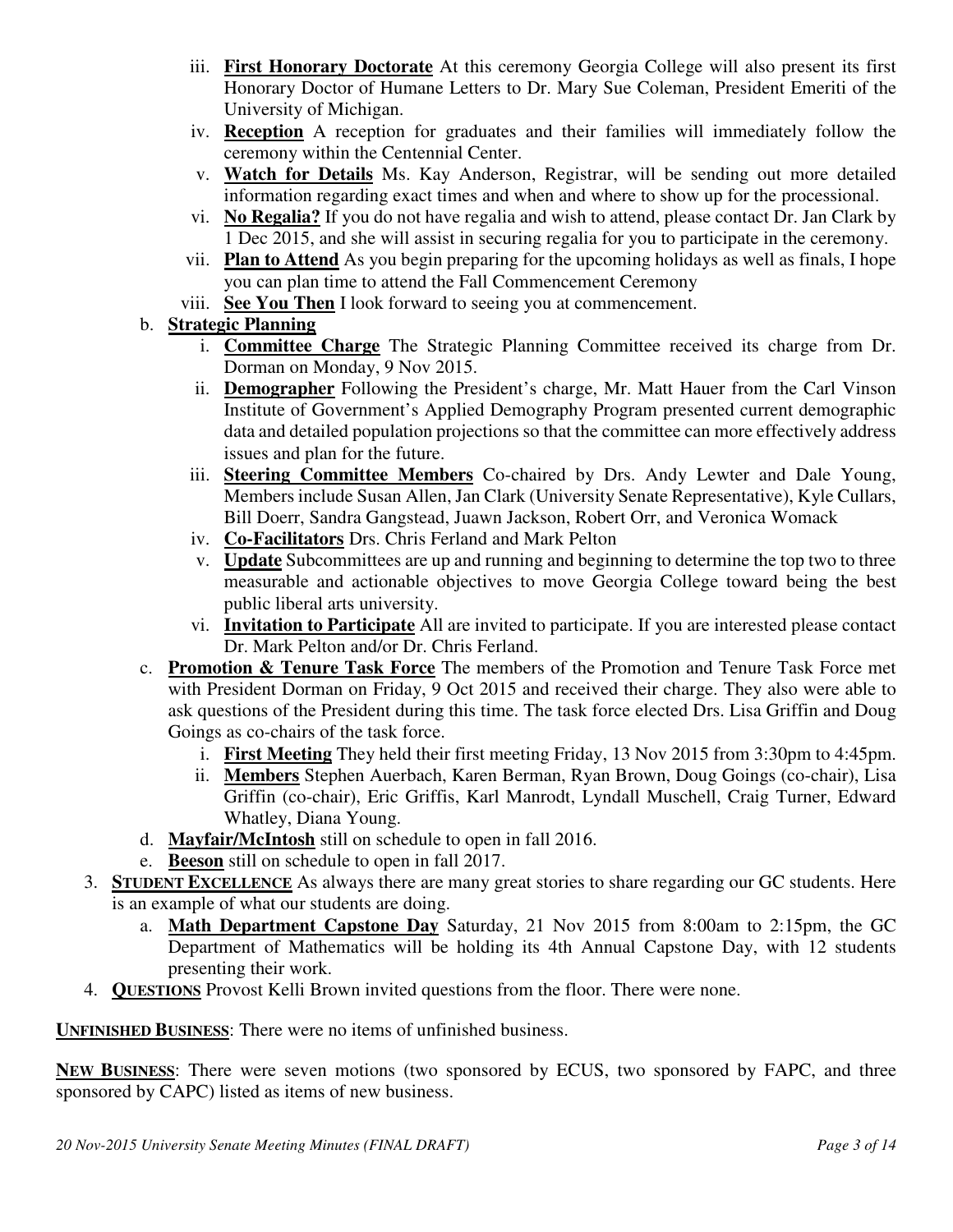iii. **First Honorary Doctorate** At this ceremony Georgia College will also present its first Honorary Doctor of Humane Letters to Dr. Mary Sue Coleman, President Emeriti of the University of Michigan.
   iv. **Reception** A reception for graduates and their families will immediately follow the ceremony within the Centennial Center.
   v. **Watch for Details** Ms. Kay Anderson, Registrar, will be sending out more detailed information regarding exact times and when and where to show up for the processional.
   vi. **No Regalia?** If you do not have regalia and wish to attend, please contact Dr. Jan Clark by 1 Dec 2015, and she will assist in securing regalia for you to participate in the ceremony.
   vii. **Plan to Attend** As you begin preparing for the upcoming holidays as well as finals, I hope you can plan time to attend the Fall Commencement Ceremony
   viii. **See You Then** I look forward to seeing you at commencement.

   b. **Strategic Planning**
      i. **Committee Charge** The Strategic Planning Committee received its charge from Dr. Dorman on Monday, 9 Nov 2015.
      ii. **Demographer** Following the President's charge, Mr. Matt Hauer from the Carl Vinson Institute of Government's Applied Demography Program presented current demographic data and detailed population projections so that the committee can more effectively address issues and plan for the future.
      iii. **Steering Committee Members** Co-chaired by Drs. Andy Lewter and Dale Young, Members include Susan Allen, Jan Clark (University Senate Representative), Kyle Cullars, Bill Doerr, Sandra Gangstead, Juawn Jackson, Robert Orr, and Veronica Womack
      iv. **Co-Facilitators** Drs. Chris Ferland and Mark Pelton
      v. **Update** Subcommittees are up and running and beginning to determine the top two to three measurable and actionable objectives to move Georgia College toward being the best public liberal arts university.
      vi. **Invitation to Participate** All are invited to participate. If you are interested please contact Dr. Mark Pelton and/or Dr. Chris Ferland.

   c. **Promotion & Tenure Task Force** The members of the Promotion and Tenure Task Force met with President Dorman on Friday, 9 Oct 2015 and received their charge. They also were able to ask questions of the President during this time. The task force elected Drs. Lisa Griffin and Doug Goings as co-chairs of the task force.
      i. **First Meeting** They held their first meeting Friday, 13 Nov 2015 from 3:30pm to 4:45pm.
      ii. **Members** Stephen Auerbach, Karen Berman, Ryan Brown, Doug Goings (co-chair), Lisa Griffin (co-chair), Eric Griffis, Karl Manrodt, Lyndall Muschell, Craig Turner, Edward Whatley, Diana Young.

   d. **Mayfair/McIntosh** still on schedule to open in fall 2016.

   e. **Beeson** still on schedule to open in fall 2017.

3. **STUDENT EXCELLENCE** As always there are many great stories to share regarding our GC students. Here is an example of what our students are doing.
   a. **Math Department Capstone Day** Saturday, 21 Nov 2015 from 8:00am to 2:15pm, the GC Department of Mathematics will be holding its 4th Annual Capstone Day, with 12 students presenting their work.

4. **QUESTIONS** Provost Kelli Brown invited questions from the floor. There were none.

**UNFINISHED BUSINESS**: There were no items of unfinished business.

**NEW BUSINESS**: There were seven motions (two sponsored by ECUS, two sponsored by FAPC, and three sponsored by CAPC) listed as items of new business.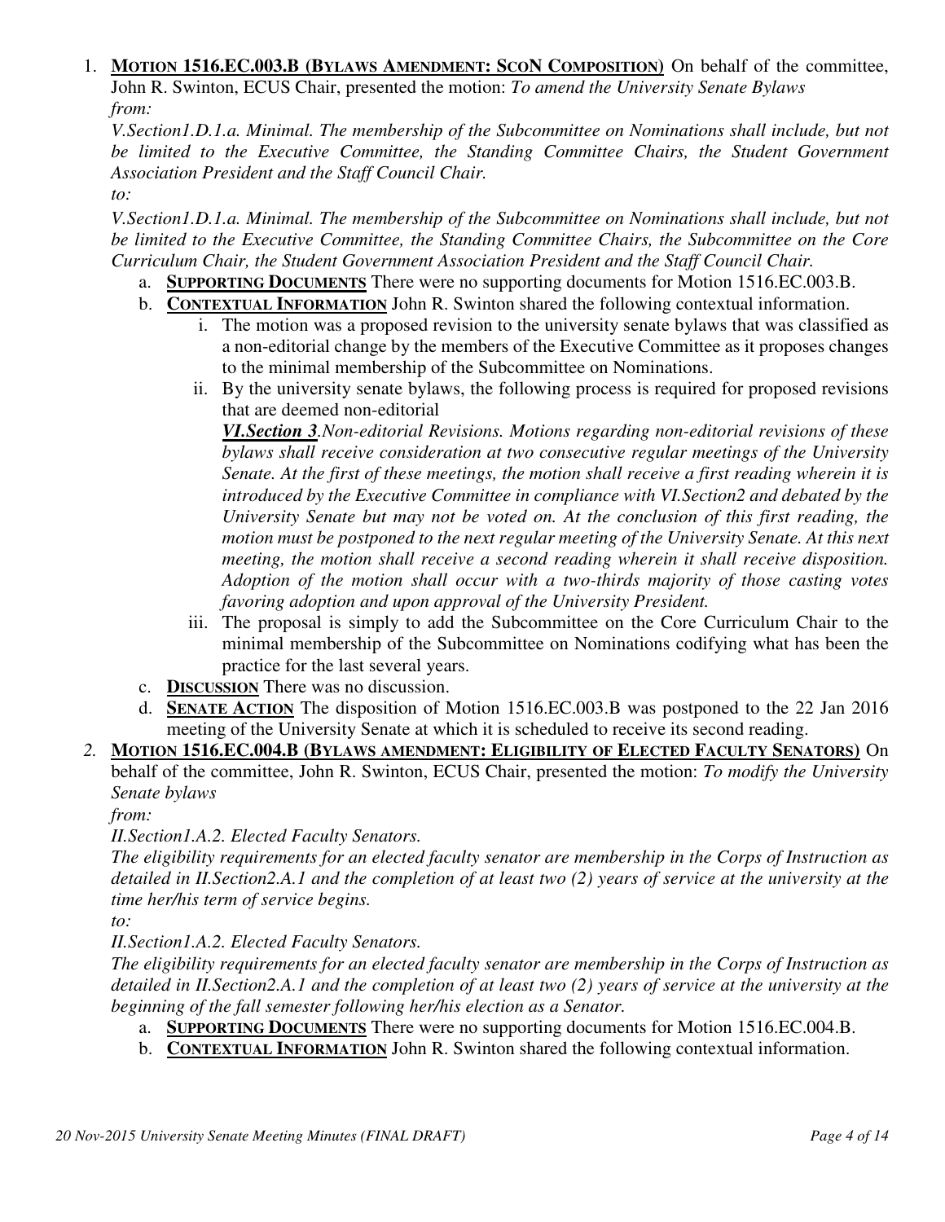1. **MOTION 1516.EC.003.B (BYLAWS AMENDMENT: SCON COMPOSITION)** On behalf of the committee, John R. Swinton, ECUS Chair, presented the motion: *To amend the University Senate Bylaws from:*

   *V.Section1.D.1.a. Minimal. The membership of the Subcommittee on Nominations shall include, but not be limited to the Executive Committee, the Standing Committee Chairs, the Student Government Association President and the Staff Council Chair.*

   *to:*

   *V.Section1.D.1.a. Minimal. The membership of the Subcommittee on Nominations shall include, but not be limited to the Executive Committee, the Standing Committee Chairs, the Subcommittee on the Core Curriculum Chair, the Student Government Association President and the Staff Council Chair.*

   a. **SUPPORTING DOCUMENTS** There were no supporting documents for Motion 1516.EC.003.B.
   b. **CONTEXTUAL INFORMATION** John R. Swinton shared the following contextual information.
      i. The motion was a proposed revision to the university senate bylaws that was classified as a non-editorial change by the members of the Executive Committee as it proposes changes to the minimal membership of the Subcommittee on Nominations.
      ii. By the university senate bylaws, the following process is required for proposed revisions that are deemed non-editorial

      ***VI.Section 3****.Non-editorial Revisions. Motions regarding non-editorial revisions of these bylaws shall receive consideration at two consecutive regular meetings of the University Senate. At the first of these meetings, the motion shall receive a first reading wherein it is introduced by the Executive Committee in compliance with VI.Section2 and debated by the University Senate but may not be voted on. At the conclusion of this first reading, the motion must be postponed to the next regular meeting of the University Senate. At this next meeting, the motion shall receive a second reading wherein it shall receive disposition. Adoption of the motion shall occur with a two-thirds majority of those casting votes favoring adoption and upon approval of the University President.*

      iii. The proposal is simply to add the Subcommittee on the Core Curriculum Chair to the minimal membership of the Subcommittee on Nominations codifying what has been the practice for the last several years.
   c. **DISCUSSION** There was no discussion.
   d. **SENATE ACTION** The disposition of Motion 1516.EC.003.B was postponed to the 22 Jan 2016 meeting of the University Senate at which it is scheduled to receive its second reading.

2. **MOTION 1516.EC.004.B (BYLAWS AMENDMENT: ELIGIBILITY OF ELECTED FACULTY SENATORS)** On behalf of the committee, John R. Swinton, ECUS Chair, presented the motion: *To modify the University Senate bylaws*

   *from:*

   *II.Section1.A.2. Elected Faculty Senators.*

   *The eligibility requirements for an elected faculty senator are membership in the Corps of Instruction as detailed in II.Section2.A.1 and the completion of at least two (2) years of service at the university at the time her/his term of service begins.*

   *to:*

   *II.Section1.A.2. Elected Faculty Senators.*

   *The eligibility requirements for an elected faculty senator are membership in the Corps of Instruction as detailed in II.Section2.A.1 and the completion of at least two (2) years of service at the university at the beginning of the fall semester following her/his election as a Senator.*

   a. **SUPPORTING DOCUMENTS** There were no supporting documents for Motion 1516.EC.004.B.
   b. **CONTEXTUAL INFORMATION** John R. Swinton shared the following contextual information.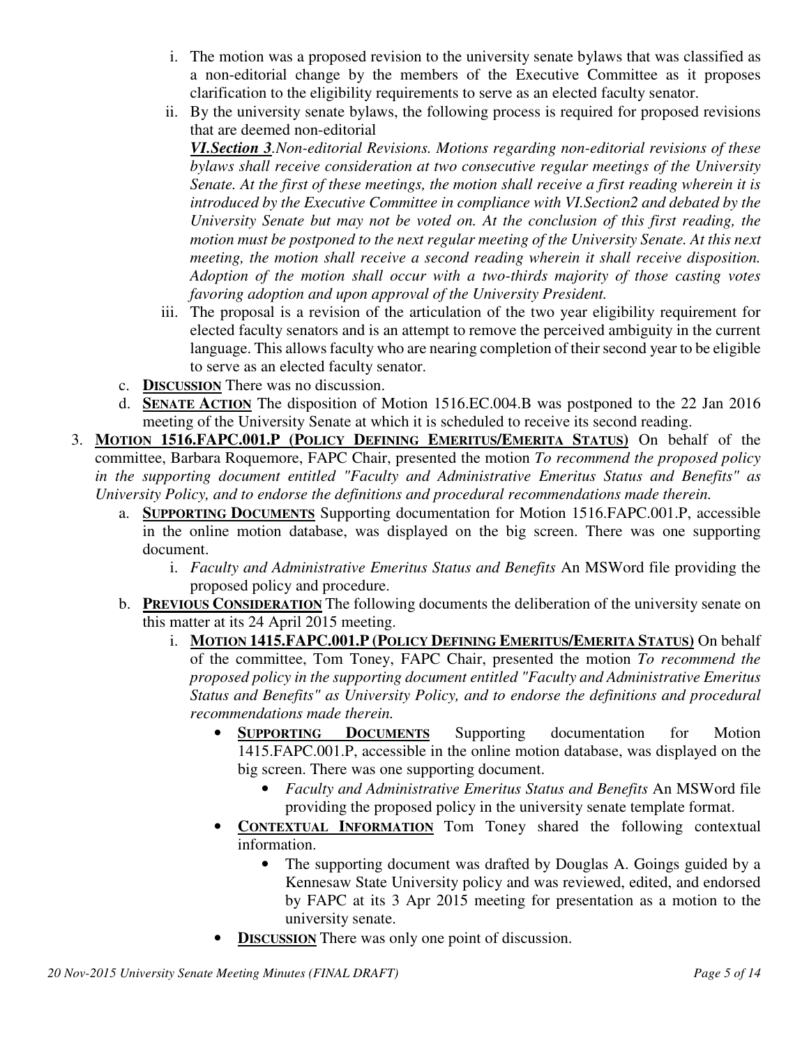i. The motion was a proposed revision to the university senate bylaws that was classified as a non-editorial change by the members of the Executive Committee as it proposes clarification to the eligibility requirements to serve as an elected faculty senator.

ii. By the university senate bylaws, the following process is required for proposed revisions that are deemed non-editorial

***VI.Section 3****.Non-editorial Revisions. Motions regarding non-editorial revisions of these bylaws shall receive consideration at two consecutive regular meetings of the University Senate. At the first of these meetings, the motion shall receive a first reading wherein it is introduced by the Executive Committee in compliance with VI.Section2 and debated by the University Senate but may not be voted on. At the conclusion of this first reading, the motion must be postponed to the next regular meeting of the University Senate. At this next meeting, the motion shall receive a second reading wherein it shall receive disposition. Adoption of the motion shall occur with a two-thirds majority of those casting votes favoring adoption and upon approval of the University President.*

iii. The proposal is a revision of the articulation of the two year eligibility requirement for elected faculty senators and is an attempt to remove the perceived ambiguity in the current language. This allows faculty who are nearing completion of their second year to be eligible to serve as an elected faculty senator.

c. **DISCUSSION** There was no discussion.

d. **SENATE ACTION** The disposition of Motion 1516.EC.004.B was postponed to the 22 Jan 2016 meeting of the University Senate at which it is scheduled to receive its second reading.

3. **MOTION 1516.FAPC.001.P (POLICY DEFINING EMERITUS/EMERITA STATUS)** On behalf of the committee, Barbara Roquemore, FAPC Chair, presented the motion *To recommend the proposed policy in the supporting document entitled "Faculty and Administrative Emeritus Status and Benefits" as University Policy, and to endorse the definitions and procedural recommendations made therein.*

   a. **SUPPORTING DOCUMENTS** Supporting documentation for Motion 1516.FAPC.001.P, accessible in the online motion database, was displayed on the big screen. There was one supporting document.

      i. *Faculty and Administrative Emeritus Status and Benefits* An MSWord file providing the proposed policy and procedure.

   b. **PREVIOUS CONSIDERATION** The following documents the deliberation of the university senate on this matter at its 24 April 2015 meeting.

      i. **MOTION 1415.FAPC.001.P (POLICY DEFINING EMERITUS/EMERITA STATUS)** On behalf of the committee, Tom Toney, FAPC Chair, presented the motion *To recommend the proposed policy in the supporting document entitled "Faculty and Administrative Emeritus Status and Benefits" as University Policy, and to endorse the definitions and procedural recommendations made therein.*

         - **SUPPORTING DOCUMENTS** Supporting documentation for Motion 1415.FAPC.001.P, accessible in the online motion database, was displayed on the big screen. There was one supporting document.
            - *Faculty and Administrative Emeritus Status and Benefits* An MSWord file providing the proposed policy in the university senate template format.
         - **CONTEXTUAL INFORMATION** Tom Toney shared the following contextual information.
            - The supporting document was drafted by Douglas A. Goings guided by a Kennesaw State University policy and was reviewed, edited, and endorsed by FAPC at its 3 Apr 2015 meeting for presentation as a motion to the university senate.
         - **DISCUSSION** There was only one point of discussion.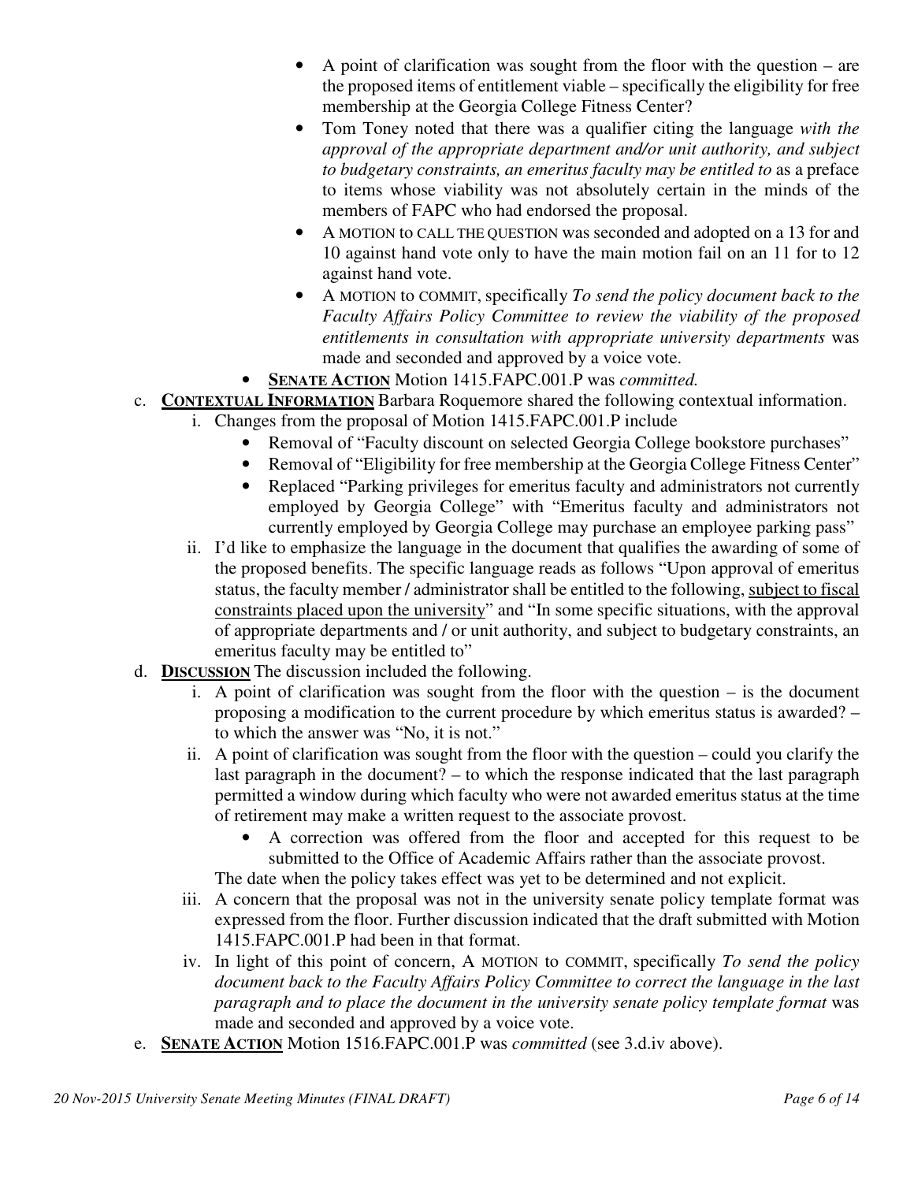- A point of clarification was sought from the floor with the question – are the proposed items of entitlement viable – specifically the eligibility for free membership at the Georgia College Fitness Center?
- Tom Toney noted that there was a qualifier citing the language *with the approval of the appropriate department and/or unit authority, and subject to budgetary constraints, an emeritus faculty may be entitled to* as a preface to items whose viability was not absolutely certain in the minds of the members of FAPC who had endorsed the proposal.
- A MOTION to CALL THE QUESTION was seconded and adopted on a 13 for and 10 against hand vote only to have the main motion fail on an 11 for to 12 against hand vote.
- A MOTION to COMMIT, specifically *To send the policy document back to the Faculty Affairs Policy Committee to review the viability of the proposed entitlements in consultation with appropriate university departments* was made and seconded and approved by a voice vote.

- **SENATE ACTION** Motion 1415.FAPC.001.P was *committed.*

c. **CONTEXTUAL INFORMATION** Barbara Roquemore shared the following contextual information.

   i. Changes from the proposal of Motion 1415.FAPC.001.P include
      - Removal of "Faculty discount on selected Georgia College bookstore purchases"
      - Removal of "Eligibility for free membership at the Georgia College Fitness Center"
      - Replaced "Parking privileges for emeritus faculty and administrators not currently employed by Georgia College" with "Emeritus faculty and administrators not currently employed by Georgia College may purchase an employee parking pass"

   ii. I'd like to emphasize the language in the document that qualifies the awarding of some of the proposed benefits. The specific language reads as follows "Upon approval of emeritus status, the faculty member / administrator shall be entitled to the following, <u>subject to fiscal constraints placed upon the university</u>" and "In some specific situations, with the approval of appropriate departments and / or unit authority, and subject to budgetary constraints, an emeritus faculty may be entitled to"

d. **DISCUSSION** The discussion included the following.

   i. A point of clarification was sought from the floor with the question – is the document proposing a modification to the current procedure by which emeritus status is awarded? – to which the answer was "No, it is not."

   ii. A point of clarification was sought from the floor with the question – could you clarify the last paragraph in the document? – to which the response indicated that the last paragraph permitted a window during which faculty who were not awarded emeritus status at the time of retirement may make a written request to the associate provost.
      - A correction was offered from the floor and accepted for this request to be submitted to the Office of Academic Affairs rather than the associate provost.

      The date when the policy takes effect was yet to be determined and not explicit.

   iii. A concern that the proposal was not in the university senate policy template format was expressed from the floor. Further discussion indicated that the draft submitted with Motion 1415.FAPC.001.P had been in that format.

   iv. In light of this point of concern, A MOTION to COMMIT, specifically *To send the policy document back to the Faculty Affairs Policy Committee to correct the language in the last paragraph and to place the document in the university senate policy template format* was made and seconded and approved by a voice vote.

e. **SENATE ACTION** Motion 1516.FAPC.001.P was *committed* (see 3.d.iv above).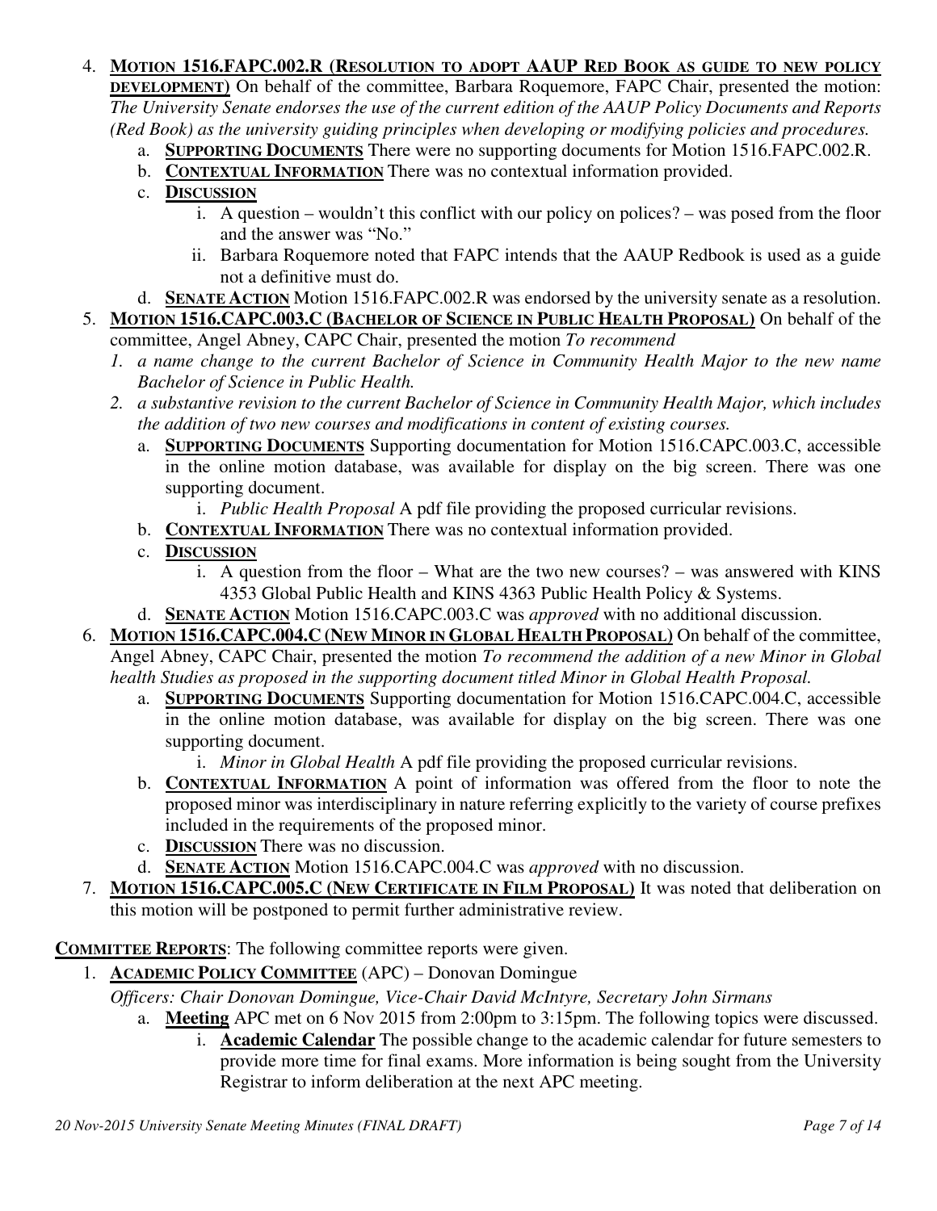4. **MOTION 1516.FAPC.002.R (RESOLUTION TO ADOPT AAUP RED BOOK AS GUIDE TO NEW POLICY DEVELOPMENT)** On behalf of the committee, Barbara Roquemore, FAPC Chair, presented the motion: *The University Senate endorses the use of the current edition of the AAUP Policy Documents and Reports (Red Book) as the university guiding principles when developing or modifying policies and procedures.*
   a. **SUPPORTING DOCUMENTS** There were no supporting documents for Motion 1516.FAPC.002.R.
   b. **CONTEXTUAL INFORMATION** There was no contextual information provided.
   c. **DISCUSSION**
      i. A question – wouldn't this conflict with our policy on polices? – was posed from the floor and the answer was "No."
      ii. Barbara Roquemore noted that FAPC intends that the AAUP Redbook is used as a guide not a definitive must do.
   d. **SENATE ACTION** Motion 1516.FAPC.002.R was endorsed by the university senate as a resolution.
5. **MOTION 1516.CAPC.003.C (BACHELOR OF SCIENCE IN PUBLIC HEALTH PROPOSAL)** On behalf of the committee, Angel Abney, CAPC Chair, presented the motion *To recommend*
   *1. a name change to the current Bachelor of Science in Community Health Major to the new name Bachelor of Science in Public Health.*
   *2. a substantive revision to the current Bachelor of Science in Community Health Major, which includes the addition of two new courses and modifications in content of existing courses.*
   a. **SUPPORTING DOCUMENTS** Supporting documentation for Motion 1516.CAPC.003.C, accessible in the online motion database, was available for display on the big screen. There was one supporting document.
      i. *Public Health Proposal* A pdf file providing the proposed curricular revisions.
   b. **CONTEXTUAL INFORMATION** There was no contextual information provided.
   c. **DISCUSSION**
      i. A question from the floor – What are the two new courses? – was answered with KINS 4353 Global Public Health and KINS 4363 Public Health Policy & Systems.
   d. **SENATE ACTION** Motion 1516.CAPC.003.C was *approved* with no additional discussion.
6. **MOTION 1516.CAPC.004.C (NEW MINOR IN GLOBAL HEALTH PROPOSAL)** On behalf of the committee, Angel Abney, CAPC Chair, presented the motion *To recommend the addition of a new Minor in Global health Studies as proposed in the supporting document titled Minor in Global Health Proposal.*
   a. **SUPPORTING DOCUMENTS** Supporting documentation for Motion 1516.CAPC.004.C, accessible in the online motion database, was available for display on the big screen. There was one supporting document.
      i. *Minor in Global Health* A pdf file providing the proposed curricular revisions.
   b. **CONTEXTUAL INFORMATION** A point of information was offered from the floor to note the proposed minor was interdisciplinary in nature referring explicitly to the variety of course prefixes included in the requirements of the proposed minor.
   c. **DISCUSSION** There was no discussion.
   d. **SENATE ACTION** Motion 1516.CAPC.004.C was *approved* with no discussion.
7. **MOTION 1516.CAPC.005.C (NEW CERTIFICATE IN FILM PROPOSAL)** It was noted that deliberation on this motion will be postponed to permit further administrative review.

**COMMITTEE REPORTS**: The following committee reports were given.

1. **ACADEMIC POLICY COMMITTEE** (APC) – Donovan Domingue
   *Officers: Chair Donovan Domingue, Vice-Chair David McIntyre, Secretary John Sirmans*
   a. **Meeting** APC met on 6 Nov 2015 from 2:00pm to 3:15pm. The following topics were discussed.
      i. **Academic Calendar** The possible change to the academic calendar for future semesters to provide more time for final exams. More information is being sought from the University Registrar to inform deliberation at the next APC meeting.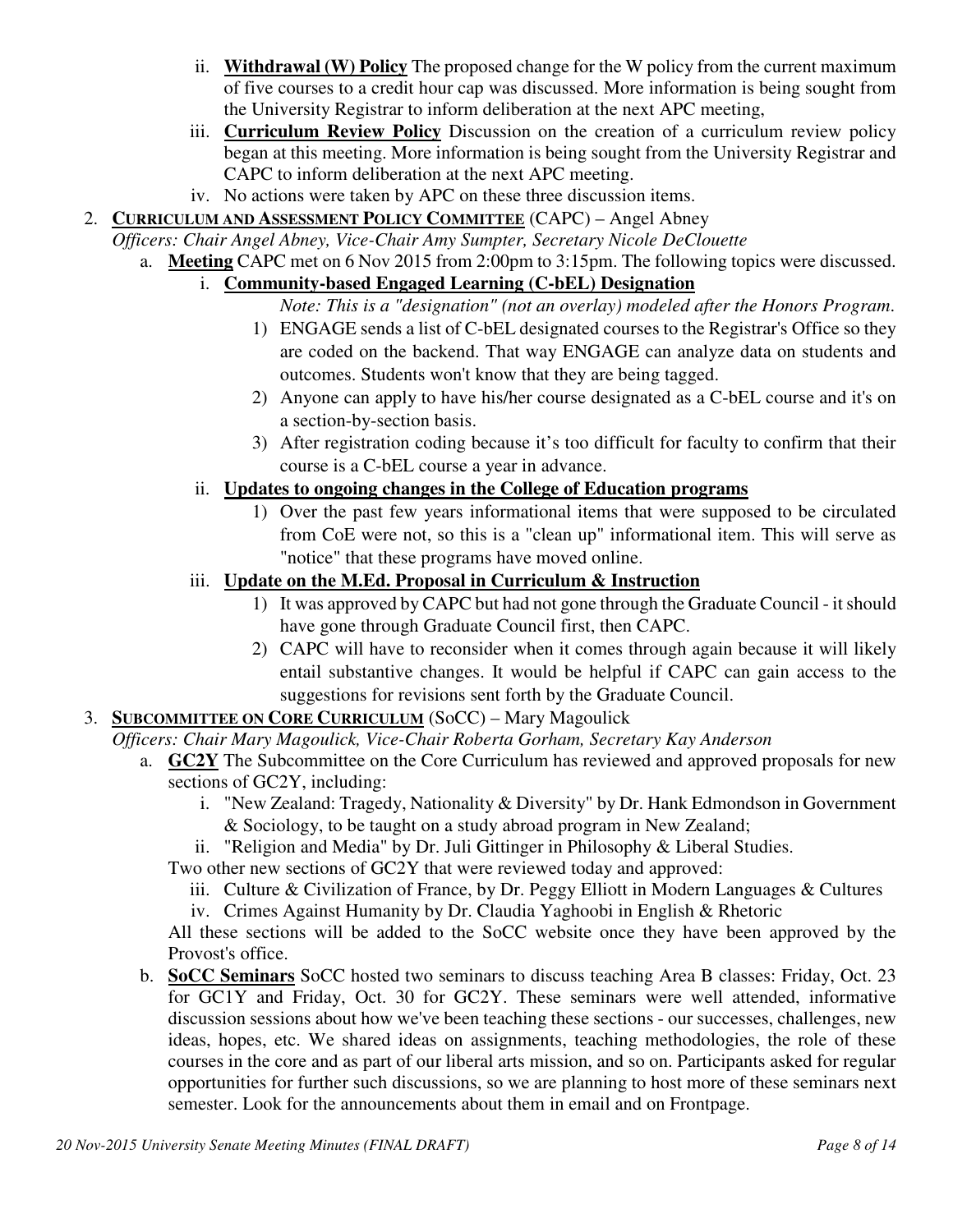ii. **Withdrawal (W) Policy** The proposed change for the W policy from the current maximum of five courses to a credit hour cap was discussed. More information is being sought from the University Registrar to inform deliberation at the next APC meeting,

iii. **Curriculum Review Policy** Discussion on the creation of a curriculum review policy began at this meeting. More information is being sought from the University Registrar and CAPC to inform deliberation at the next APC meeting.

iv. No actions were taken by APC on these three discussion items.

2. **CURRICULUM AND ASSESSMENT POLICY COMMITTEE** (CAPC) – Angel Abney

   *Officers: Chair Angel Abney, Vice-Chair Amy Sumpter, Secretary Nicole DeClouette*

   a. **Meeting** CAPC met on 6 Nov 2015 from 2:00pm to 3:15pm. The following topics were discussed.

      i. **Community-based Engaged Learning (C-bEL) Designation**

         *Note: This is a "designation" (not an overlay) modeled after the Honors Program.*

         1) ENGAGE sends a list of C-bEL designated courses to the Registrar's Office so they are coded on the backend. That way ENGAGE can analyze data on students and outcomes. Students won't know that they are being tagged.
         2) Anyone can apply to have his/her course designated as a C-bEL course and it's on a section-by-section basis.
         3) After registration coding because it's too difficult for faculty to confirm that their course is a C-bEL course a year in advance.

      ii. **Updates to ongoing changes in the College of Education programs**

         1) Over the past few years informational items that were supposed to be circulated from CoE were not, so this is a "clean up" informational item. This will serve as "notice" that these programs have moved online.

      iii. **Update on the M.Ed. Proposal in Curriculum & Instruction**

         1) It was approved by CAPC but had not gone through the Graduate Council - it should have gone through Graduate Council first, then CAPC.
         2) CAPC will have to reconsider when it comes through again because it will likely entail substantive changes. It would be helpful if CAPC can gain access to the suggestions for revisions sent forth by the Graduate Council.

3. **SUBCOMMITTEE ON CORE CURRICULUM** (SoCC) – Mary Magoulick

   *Officers: Chair Mary Magoulick, Vice-Chair Roberta Gorham, Secretary Kay Anderson*

   a. **GC2Y** The Subcommittee on the Core Curriculum has reviewed and approved proposals for new sections of GC2Y, including:

      i. "New Zealand: Tragedy, Nationality & Diversity" by Dr. Hank Edmondson in Government & Sociology, to be taught on a study abroad program in New Zealand;

      ii. "Religion and Media" by Dr. Juli Gittinger in Philosophy & Liberal Studies.

      Two other new sections of GC2Y that were reviewed today and approved:

      iii. Culture & Civilization of France, by Dr. Peggy Elliott in Modern Languages & Cultures

      iv. Crimes Against Humanity by Dr. Claudia Yaghoobi in English & Rhetoric

      All these sections will be added to the SoCC website once they have been approved by the Provost's office.

   b. **SoCC Seminars** SoCC hosted two seminars to discuss teaching Area B classes: Friday, Oct. 23 for GC1Y and Friday, Oct. 30 for GC2Y. These seminars were well attended, informative discussion sessions about how we've been teaching these sections - our successes, challenges, new ideas, hopes, etc. We shared ideas on assignments, teaching methodologies, the role of these courses in the core and as part of our liberal arts mission, and so on. Participants asked for regular opportunities for further such discussions, so we are planning to host more of these seminars next semester. Look for the announcements about them in email and on Frontpage.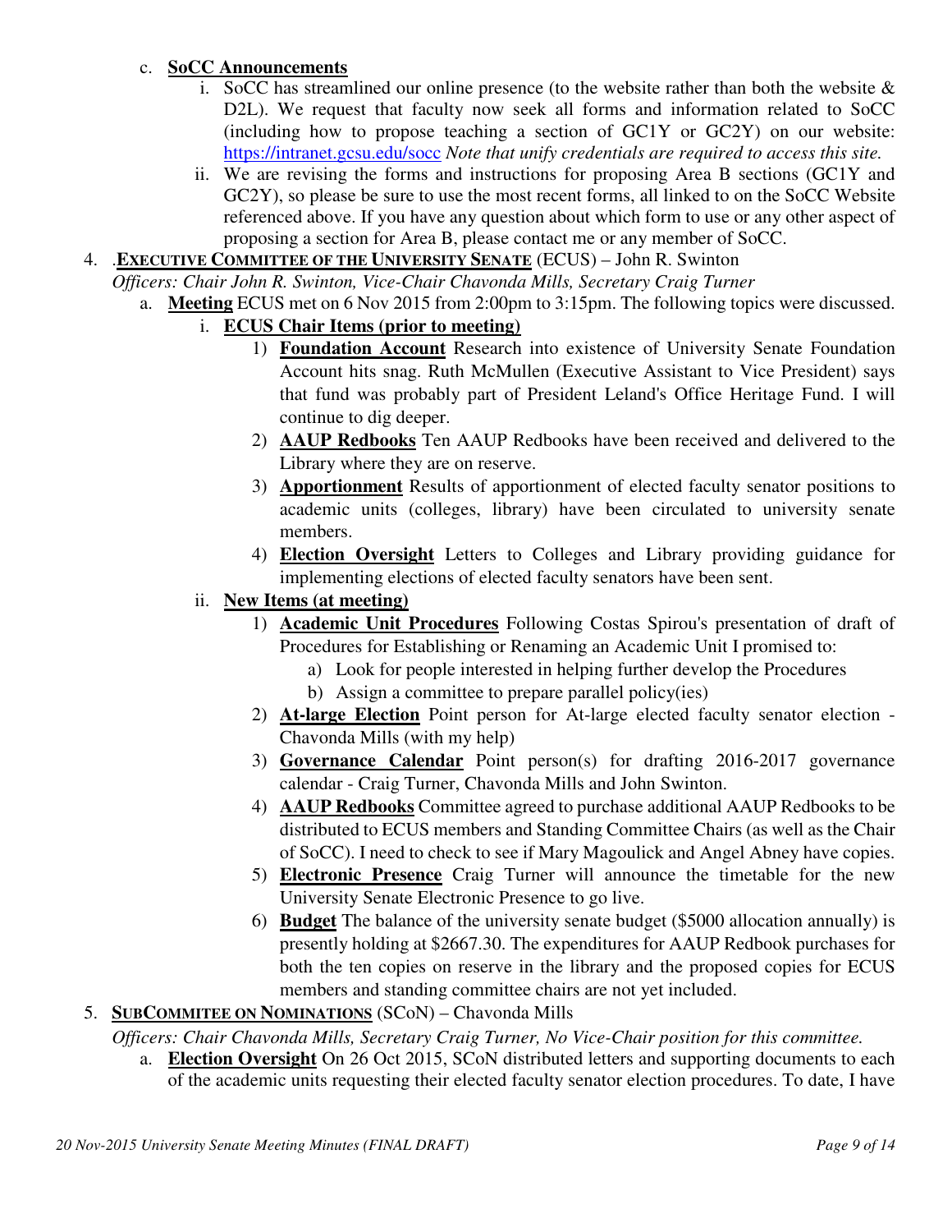c. **SoCC Announcements**

   i. SoCC has streamlined our online presence (to the website rather than both the website & D2L). We request that faculty now seek all forms and information related to SoCC (including how to propose teaching a section of GC1Y or GC2Y) on our website: https://intranet.gcsu.edu/socc *Note that unify credentials are required to access this site.*

   ii. We are revising the forms and instructions for proposing Area B sections (GC1Y and GC2Y), so please be sure to use the most recent forms, all linked to on the SoCC Website referenced above. If you have any question about which form to use or any other aspect of proposing a section for Area B, please contact me or any member of SoCC.

4. .**EXECUTIVE COMMITTEE OF THE UNIVERSITY SENATE** (ECUS) – John R. Swinton

   *Officers: Chair John R. Swinton, Vice-Chair Chavonda Mills, Secretary Craig Turner*

   a. **Meeting** ECUS met on 6 Nov 2015 from 2:00pm to 3:15pm. The following topics were discussed.

      i. **ECUS Chair Items (prior to meeting)**

         1) **Foundation Account** Research into existence of University Senate Foundation Account hits snag. Ruth McMullen (Executive Assistant to Vice President) says that fund was probably part of President Leland's Office Heritage Fund. I will continue to dig deeper.

         2) **AAUP Redbooks** Ten AAUP Redbooks have been received and delivered to the Library where they are on reserve.

         3) **Apportionment** Results of apportionment of elected faculty senator positions to academic units (colleges, library) have been circulated to university senate members.

         4) **Election Oversight** Letters to Colleges and Library providing guidance for implementing elections of elected faculty senators have been sent.

      ii. **New Items (at meeting)**

         1) **Academic Unit Procedures** Following Costas Spirou's presentation of draft of Procedures for Establishing or Renaming an Academic Unit I promised to:

            a) Look for people interested in helping further develop the Procedures

            b) Assign a committee to prepare parallel policy(ies)

         2) **At-large Election** Point person for At-large elected faculty senator election - Chavonda Mills (with my help)

         3) **Governance Calendar** Point person(s) for drafting 2016-2017 governance calendar - Craig Turner, Chavonda Mills and John Swinton.

         4) **AAUP Redbooks** Committee agreed to purchase additional AAUP Redbooks to be distributed to ECUS members and Standing Committee Chairs (as well as the Chair of SoCC). I need to check to see if Mary Magoulick and Angel Abney have copies.

         5) **Electronic Presence** Craig Turner will announce the timetable for the new University Senate Electronic Presence to go live.

         6) **Budget** The balance of the university senate budget ($5000 allocation annually) is presently holding at $2667.30. The expenditures for AAUP Redbook purchases for both the ten copies on reserve in the library and the proposed copies for ECUS members and standing committee chairs are not yet included.

5. **SUBCOMMITEE ON NOMINATIONS** (SCoN) – Chavonda Mills

   *Officers: Chair Chavonda Mills, Secretary Craig Turner, No Vice-Chair position for this committee.*

   a. **Election Oversight** On 26 Oct 2015, SCoN distributed letters and supporting documents to each of the academic units requesting their elected faculty senator election procedures. To date, I have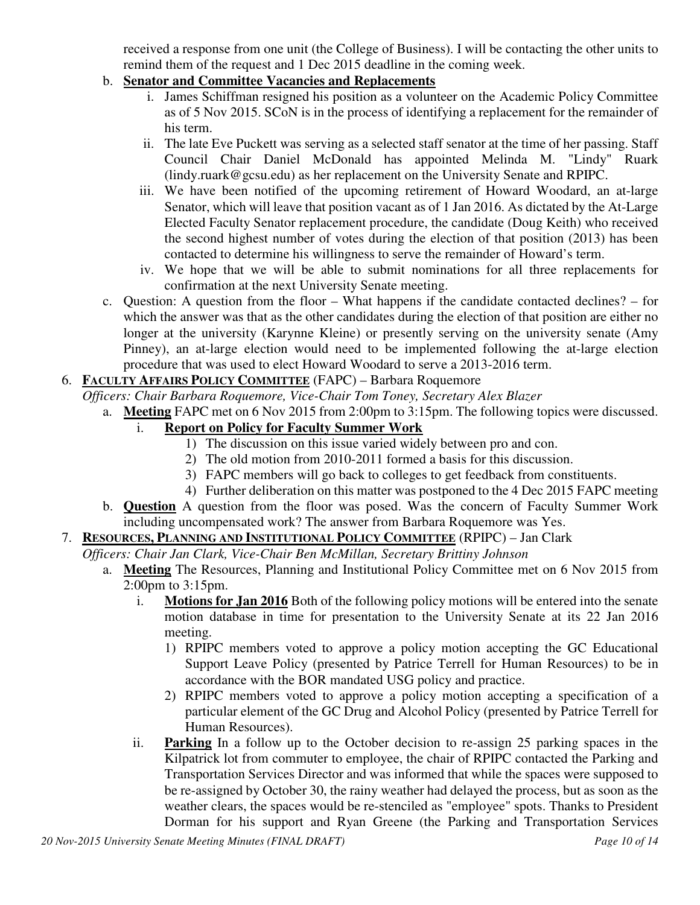received a response from one unit (the College of Business). I will be contacting the other units to remind them of the request and 1 Dec 2015 deadline in the coming week.

b. **Senator and Committee Vacancies and Replacements**
   i. James Schiffman resigned his position as a volunteer on the Academic Policy Committee as of 5 Nov 2015. SCoN is in the process of identifying a replacement for the remainder of his term.
   ii. The late Eve Puckett was serving as a selected staff senator at the time of her passing. Staff Council Chair Daniel McDonald has appointed Melinda M. "Lindy" Ruark (lindy.ruark@gcsu.edu) as her replacement on the University Senate and RPIPC.
   iii. We have been notified of the upcoming retirement of Howard Woodard, an at-large Senator, which will leave that position vacant as of 1 Jan 2016. As dictated by the At-Large Elected Faculty Senator replacement procedure, the candidate (Doug Keith) who received the second highest number of votes during the election of that position (2013) has been contacted to determine his willingness to serve the remainder of Howard's term.
   iv. We hope that we will be able to submit nominations for all three replacements for confirmation at the next University Senate meeting.

c. Question: A question from the floor – What happens if the candidate contacted declines? – for which the answer was that as the other candidates during the election of that position are either no longer at the university (Karynne Kleine) or presently serving on the university senate (Amy Pinney), an at-large election would need to be implemented following the at-large election procedure that was used to elect Howard Woodard to serve a 2013-2016 term.

6. **FACULTY AFFAIRS POLICY COMMITTEE** (FAPC) – Barbara Roquemore

   *Officers: Chair Barbara Roquemore, Vice-Chair Tom Toney, Secretary Alex Blazer*

   a. **Meeting** FAPC met on 6 Nov 2015 from 2:00pm to 3:15pm. The following topics were discussed.
      i. **Report on Policy for Faculty Summer Work**
         1) The discussion on this issue varied widely between pro and con.
         2) The old motion from 2010-2011 formed a basis for this discussion.
         3) FAPC members will go back to colleges to get feedback from constituents.
         4) Further deliberation on this matter was postponed to the 4 Dec 2015 FAPC meeting

   b. **Question** A question from the floor was posed. Was the concern of Faculty Summer Work including uncompensated work? The answer from Barbara Roquemore was Yes.

7. **RESOURCES, PLANNING AND INSTITUTIONAL POLICY COMMITTEE** (RPIPC) – Jan Clark

   *Officers: Chair Jan Clark, Vice-Chair Ben McMillan, Secretary Brittiny Johnson*

   a. **Meeting** The Resources, Planning and Institutional Policy Committee met on 6 Nov 2015 from 2:00pm to 3:15pm.
      i. **Motions for Jan 2016** Both of the following policy motions will be entered into the senate motion database in time for presentation to the University Senate at its 22 Jan 2016 meeting.
         1) RPIPC members voted to approve a policy motion accepting the GC Educational Support Leave Policy (presented by Patrice Terrell for Human Resources) to be in accordance with the BOR mandated USG policy and practice.
         2) RPIPC members voted to approve a policy motion accepting a specification of a particular element of the GC Drug and Alcohol Policy (presented by Patrice Terrell for Human Resources).
      ii. **Parking** In a follow up to the October decision to re-assign 25 parking spaces in the Kilpatrick lot from commuter to employee, the chair of RPIPC contacted the Parking and Transportation Services Director and was informed that while the spaces were supposed to be re-assigned by October 30, the rainy weather had delayed the process, but as soon as the weather clears, the spaces would be re-stenciled as "employee" spots. Thanks to President Dorman for his support and Ryan Greene (the Parking and Transportation Services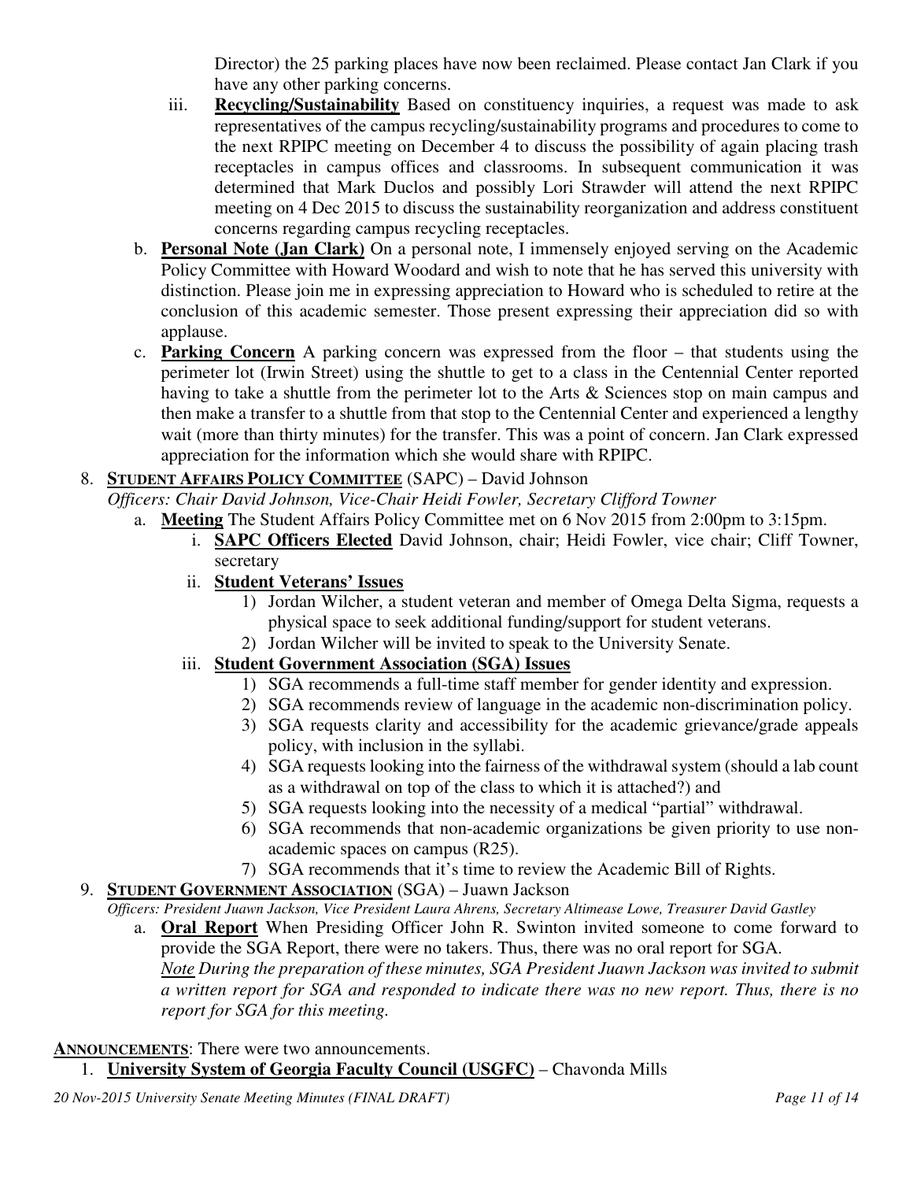Director) the 25 parking places have now been reclaimed. Please contact Jan Clark if you have any other parking concerns.

iii. **Recycling/Sustainability** Based on constituency inquiries, a request was made to ask representatives of the campus recycling/sustainability programs and procedures to come to the next RPIPC meeting on December 4 to discuss the possibility of again placing trash receptacles in campus offices and classrooms. In subsequent communication it was determined that Mark Duclos and possibly Lori Strawder will attend the next RPIPC meeting on 4 Dec 2015 to discuss the sustainability reorganization and address constituent concerns regarding campus recycling receptacles.

b. **Personal Note (Jan Clark)** On a personal note, I immensely enjoyed serving on the Academic Policy Committee with Howard Woodard and wish to note that he has served this university with distinction. Please join me in expressing appreciation to Howard who is scheduled to retire at the conclusion of this academic semester. Those present expressing their appreciation did so with applause.

c. **Parking Concern** A parking concern was expressed from the floor – that students using the perimeter lot (Irwin Street) using the shuttle to get to a class in the Centennial Center reported having to take a shuttle from the perimeter lot to the Arts & Sciences stop on main campus and then make a transfer to a shuttle from that stop to the Centennial Center and experienced a lengthy wait (more than thirty minutes) for the transfer. This was a point of concern. Jan Clark expressed appreciation for the information which she would share with RPIPC.

8. **STUDENT AFFAIRS POLICY COMMITTEE** (SAPC) – David Johnson

   *Officers: Chair David Johnson, Vice-Chair Heidi Fowler, Secretary Clifford Towner*

   a. **Meeting** The Student Affairs Policy Committee met on 6 Nov 2015 from 2:00pm to 3:15pm.

      i. **SAPC Officers Elected** David Johnson, chair; Heidi Fowler, vice chair; Cliff Towner, secretary

      ii. **Student Veterans' Issues**
         1) Jordan Wilcher, a student veteran and member of Omega Delta Sigma, requests a physical space to seek additional funding/support for student veterans.
         2) Jordan Wilcher will be invited to speak to the University Senate.

      iii. **Student Government Association (SGA) Issues**
         1) SGA recommends a full-time staff member for gender identity and expression.
         2) SGA recommends review of language in the academic non-discrimination policy.
         3) SGA requests clarity and accessibility for the academic grievance/grade appeals policy, with inclusion in the syllabi.
         4) SGA requests looking into the fairness of the withdrawal system (should a lab count as a withdrawal on top of the class to which it is attached?) and
         5) SGA requests looking into the necessity of a medical "partial" withdrawal.
         6) SGA recommends that non-academic organizations be given priority to use non-academic spaces on campus (R25).
         7) SGA recommends that it's time to review the Academic Bill of Rights.

9. **STUDENT GOVERNMENT ASSOCIATION** (SGA) – Juawn Jackson

   *Officers: President Juawn Jackson, Vice President Laura Ahrens, Secretary Altimease Lowe, Treasurer David Gastley*

   a. **Oral Report** When Presiding Officer John R. Swinton invited someone to come forward to provide the SGA Report, there were no takers. Thus, there was no oral report for SGA.
   *Note During the preparation of these minutes, SGA President Juawn Jackson was invited to submit a written report for SGA and responded to indicate there was no new report. Thus, there is no report for SGA for this meeting.*

**ANNOUNCEMENTS**: There were two announcements.

1. **University System of Georgia Faculty Council (USGFC)** – Chavonda Mills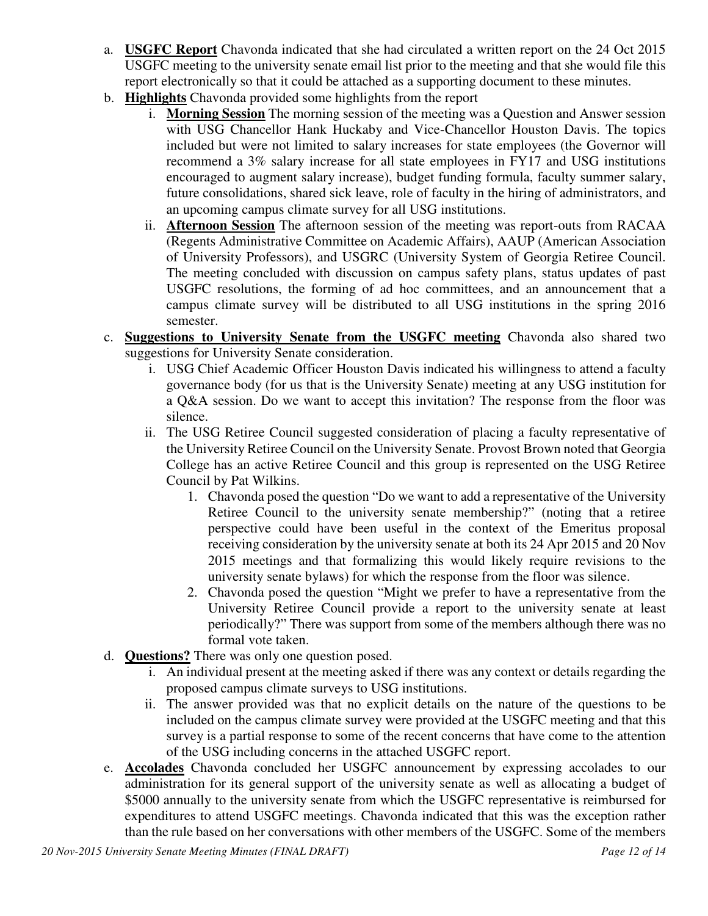a. **USGFC Report** Chavonda indicated that she had circulated a written report on the 24 Oct 2015 USGFC meeting to the university senate email list prior to the meeting and that she would file this report electronically so that it could be attached as a supporting document to these minutes.

b. **Highlights** Chavonda provided some highlights from the report

   i. **Morning Session** The morning session of the meeting was a Question and Answer session with USG Chancellor Hank Huckaby and Vice-Chancellor Houston Davis. The topics included but were not limited to salary increases for state employees (the Governor will recommend a 3% salary increase for all state employees in FY17 and USG institutions encouraged to augment salary increase), budget funding formula, faculty summer salary, future consolidations, shared sick leave, role of faculty in the hiring of administrators, and an upcoming campus climate survey for all USG institutions.

   ii. **Afternoon Session** The afternoon session of the meeting was report-outs from RACAA (Regents Administrative Committee on Academic Affairs), AAUP (American Association of University Professors), and USGRC (University System of Georgia Retiree Council. The meeting concluded with discussion on campus safety plans, status updates of past USGFC resolutions, the forming of ad hoc committees, and an announcement that a campus climate survey will be distributed to all USG institutions in the spring 2016 semester.

c. **Suggestions to University Senate from the USGFC meeting** Chavonda also shared two suggestions for University Senate consideration.

   i. USG Chief Academic Officer Houston Davis indicated his willingness to attend a faculty governance body (for us that is the University Senate) meeting at any USG institution for a Q&A session. Do we want to accept this invitation? The response from the floor was silence.

   ii. The USG Retiree Council suggested consideration of placing a faculty representative of the University Retiree Council on the University Senate. Provost Brown noted that Georgia College has an active Retiree Council and this group is represented on the USG Retiree Council by Pat Wilkins.

      1. Chavonda posed the question "Do we want to add a representative of the University Retiree Council to the university senate membership?" (noting that a retiree perspective could have been useful in the context of the Emeritus proposal receiving consideration by the university senate at both its 24 Apr 2015 and 20 Nov 2015 meetings and that formalizing this would likely require revisions to the university senate bylaws) for which the response from the floor was silence.

      2. Chavonda posed the question "Might we prefer to have a representative from the University Retiree Council provide a report to the university senate at least periodically?" There was support from some of the members although there was no formal vote taken.

d. **Questions?** There was only one question posed.

   i. An individual present at the meeting asked if there was any context or details regarding the proposed campus climate surveys to USG institutions.

   ii. The answer provided was that no explicit details on the nature of the questions to be included on the campus climate survey were provided at the USGFC meeting and that this survey is a partial response to some of the recent concerns that have come to the attention of the USG including concerns in the attached USGFC report.

e. **Accolades** Chavonda concluded her USGFC announcement by expressing accolades to our administration for its general support of the university senate as well as allocating a budget of $5000 annually to the university senate from which the USGFC representative is reimbursed for expenditures to attend USGFC meetings. Chavonda indicated that this was the exception rather than the rule based on her conversations with other members of the USGFC. Some of the members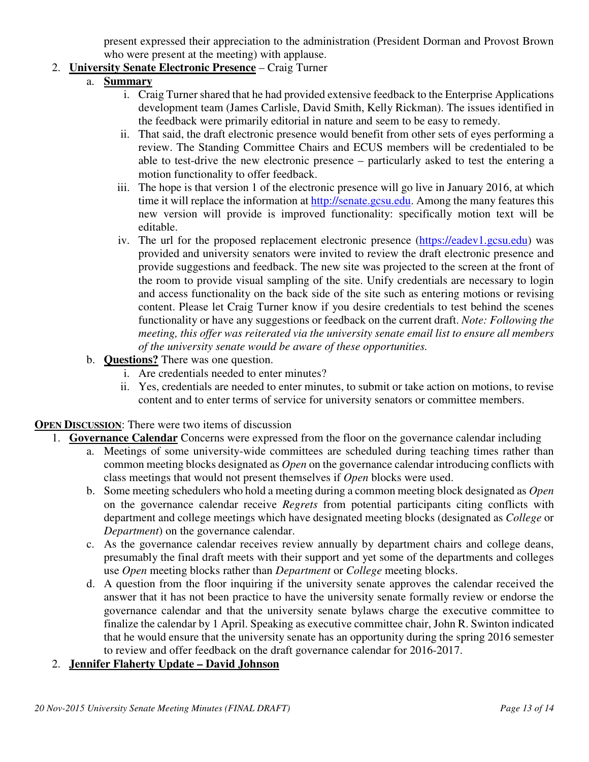present expressed their appreciation to the administration (President Dorman and Provost Brown who were present at the meeting) with applause.

2. **University Senate Electronic Presence** – Craig Turner
   a. **Summary**
      i. Craig Turner shared that he had provided extensive feedback to the Enterprise Applications development team (James Carlisle, David Smith, Kelly Rickman). The issues identified in the feedback were primarily editorial in nature and seem to be easy to remedy.
      ii. That said, the draft electronic presence would benefit from other sets of eyes performing a review. The Standing Committee Chairs and ECUS members will be credentialed to be able to test-drive the new electronic presence – particularly asked to test the entering a motion functionality to offer feedback.
      iii. The hope is that version 1 of the electronic presence will go live in January 2016, at which time it will replace the information at [http://senate.gcsu.edu](http://senate.gcsu.edu). Among the many features this new version will provide is improved functionality: specifically motion text will be editable.
      iv. The url for the proposed replacement electronic presence ([https://eadev1.gcsu.edu](https://eadev1.gcsu.edu)) was provided and university senators were invited to review the draft electronic presence and provide suggestions and feedback. The new site was projected to the screen at the front of the room to provide visual sampling of the site. Unify credentials are necessary to login and access functionality on the back side of the site such as entering motions or revising content. Please let Craig Turner know if you desire credentials to test behind the scenes functionality or have any suggestions or feedback on the current draft. *Note: Following the meeting, this offer was reiterated via the university senate email list to ensure all members of the university senate would be aware of these opportunities.*
   b. **Questions?** There was one question.
      i. Are credentials needed to enter minutes?
      ii. Yes, credentials are needed to enter minutes, to submit or take action on motions, to revise content and to enter terms of service for university senators or committee members.

**OPEN DISCUSSION**: There were two items of discussion

1. **Governance Calendar** Concerns were expressed from the floor on the governance calendar including
   a. Meetings of some university-wide committees are scheduled during teaching times rather than common meeting blocks designated as *Open* on the governance calendar introducing conflicts with class meetings that would not present themselves if *Open* blocks were used.
   b. Some meeting schedulers who hold a meeting during a common meeting block designated as *Open* on the governance calendar receive *Regrets* from potential participants citing conflicts with department and college meetings which have designated meeting blocks (designated as *College* or *Department*) on the governance calendar.
   c. As the governance calendar receives review annually by department chairs and college deans, presumably the final draft meets with their support and yet some of the departments and colleges use *Open* meeting blocks rather than *Department* or *College* meeting blocks.
   d. A question from the floor inquiring if the university senate approves the calendar received the answer that it has not been practice to have the university senate formally review or endorse the governance calendar and that the university senate bylaws charge the executive committee to finalize the calendar by 1 April. Speaking as executive committee chair, John R. Swinton indicated that he would ensure that the university senate has an opportunity during the spring 2016 semester to review and offer feedback on the draft governance calendar for 2016-2017.
2. **Jennifer Flaherty Update – David Johnson**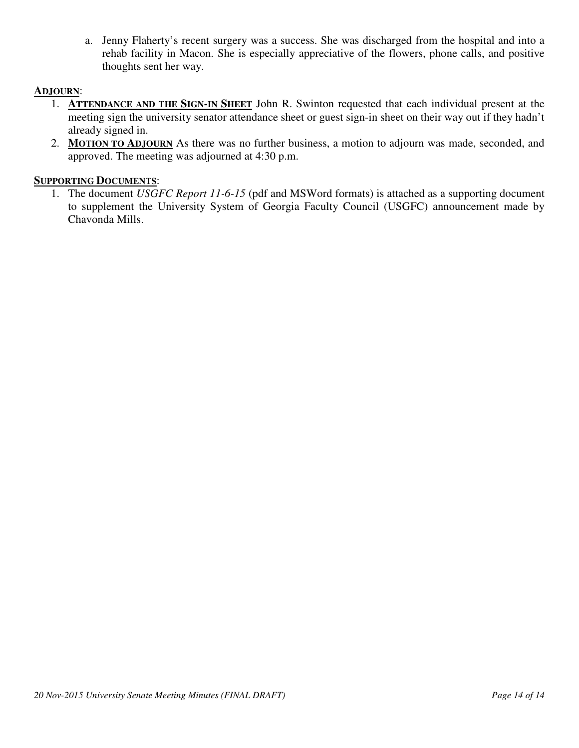a. Jenny Flaherty's recent surgery was a success. She was discharged from the hospital and into a rehab facility in Macon. She is especially appreciative of the flowers, phone calls, and positive thoughts sent her way.

**ADJOURN**:

1. **ATTENDANCE AND THE SIGN-IN SHEET** John R. Swinton requested that each individual present at the meeting sign the university senator attendance sheet or guest sign-in sheet on their way out if they hadn't already signed in.
2. **MOTION TO ADJOURN** As there was no further business, a motion to adjourn was made, seconded, and approved. The meeting was adjourned at 4:30 p.m.

**SUPPORTING DOCUMENTS**:

1. The document *USGFC Report 11-6-15* (pdf and MSWord formats) is attached as a supporting document to supplement the University System of Georgia Faculty Council (USGFC) announcement made by Chavonda Mills.